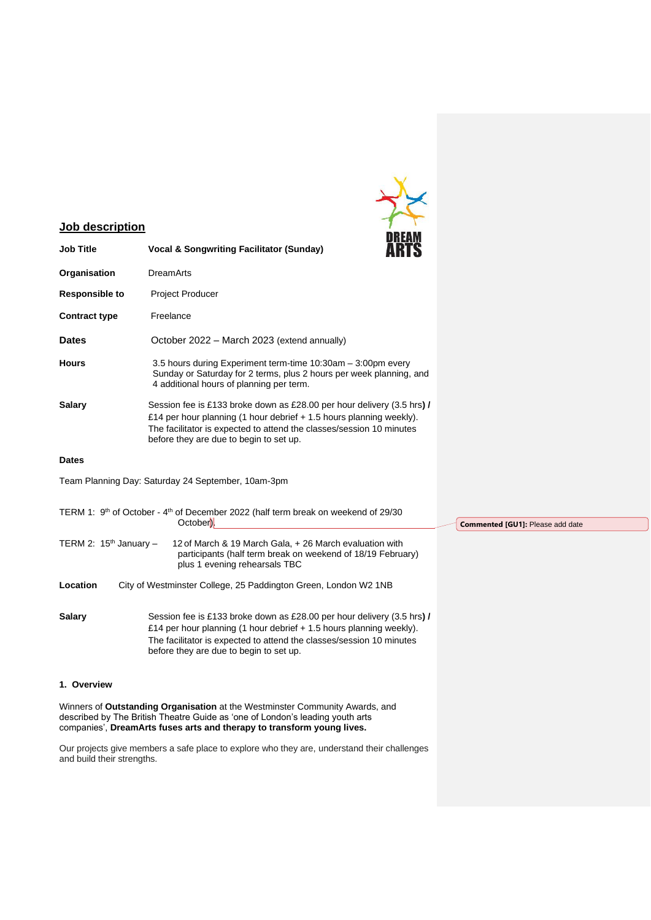## Job description

**Job Title** **Vocal & Songwriting Facilitator (Sunday)**

**Organisation** DreamArts

**Responsible to** Project Producer

**Contract type** Freelance

**Dates** October 2022 – March 2023 (extend annually)

**Hours** 3.5 hours during Experiment term-time 10:30am – 3:00pm every Sunday or Saturday for 2 terms, plus 2 hours per week planning, and 4 additional hours of planning per term.

**Salary** Session fee is £133 broke down as £28.00 per hour delivery (3.5 hrs**)** **/** £14 per hour planning (1 hour debrief + 1.5 hours planning weekly). The facilitator is expected to attend the classes/session 10 minutes before they are due to begin to set up.

**Dates**

Team Planning Day: Saturday 24 September, 10am-3pm

TERM 1: 9th of October - 4th of December 2022 (half term break on weekend of 29/30 October)

**Commented [GU1]:** Please add date

TERM 2: 15th January – 12 of March & 19 March Gala, + 26 March evaluation with participants (half term break on weekend of 18/19 February) plus 1 evening rehearsals TBC

**Location** City of Westminster College, 25 Paddington Green, London W2 1NB

**Salary** Session fee is £133 broke down as £28.00 per hour delivery (3.5 hrs**)** **/** £14 per hour planning (1 hour debrief + 1.5 hours planning weekly). The facilitator is expected to attend the classes/session 10 minutes before they are due to begin to set up.

### 1. Overview

Winners of **Outstanding Organisation** at the Westminster Community Awards, and described by The British Theatre Guide as 'one of London's leading youth arts companies', **DreamArts fuses arts and therapy to transform young lives.**

Our projects give members a safe place to explore who they are, understand their challenges and build their strengths.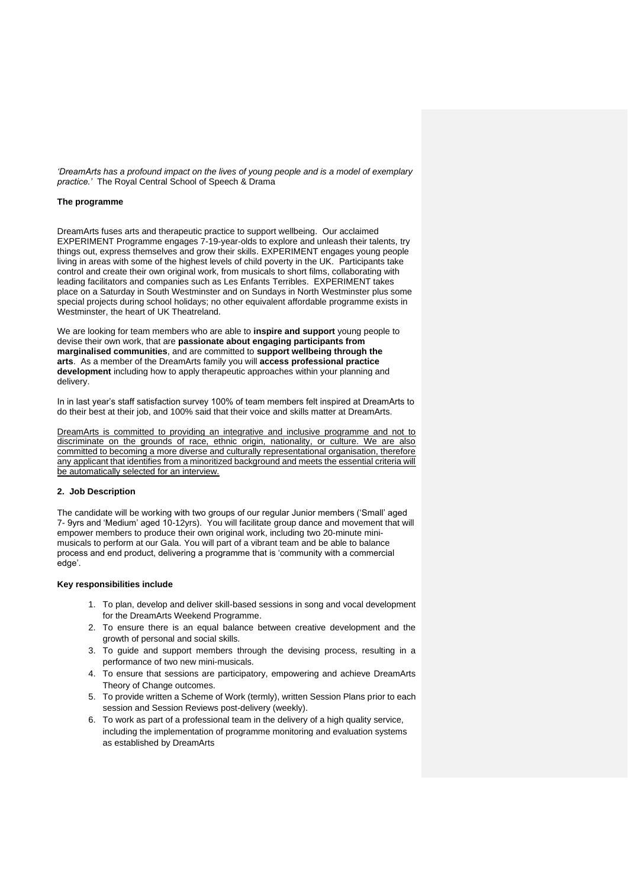*'DreamArts has a profound impact on the lives of young people and is a model of exemplary practice.'* The Royal Central School of Speech & Drama

**The programme**

DreamArts fuses arts and therapeutic practice to support wellbeing. Our acclaimed EXPERIMENT Programme engages 7-19-year-olds to explore and unleash their talents, try things out, express themselves and grow their skills. EXPERIMENT engages young people living in areas with some of the highest levels of child poverty in the UK. Participants take control and create their own original work, from musicals to short films, collaborating with leading facilitators and companies such as Les Enfants Terribles. EXPERIMENT takes place on a Saturday in South Westminster and on Sundays in North Westminster plus some special projects during school holidays; no other equivalent affordable programme exists in Westminster, the heart of UK Theatreland.

We are looking for team members who are able to **inspire and support** young people to devise their own work, that are **passionate about engaging participants from marginalised communities**, and are committed to **support wellbeing through the arts**. As a member of the DreamArts family you will **access professional practice development** including how to apply therapeutic approaches within your planning and delivery.

In in last year's staff satisfaction survey 100% of team members felt inspired at DreamArts to do their best at their job, and 100% said that their voice and skills matter at DreamArts.

<u>DreamArts is committed to providing an integrative and inclusive programme and not to discriminate on the grounds of race, ethnic origin, nationality, or culture. We are also committed to becoming a more diverse and culturally representational organisation, therefore any applicant that identifies from a minoritized background and meets the essential criteria will be automatically selected for an interview.</u>

**2. Job Description**

The candidate will be working with two groups of our regular Junior members ('Small' aged 7- 9yrs and 'Medium' aged 10-12yrs). You will facilitate group dance and movement that will empower members to produce their own original work, including two 20-minute mini-musicals to perform at our Gala. You will part of a vibrant team and be able to balance process and end product, delivering a programme that is 'community with a commercial edge'.

**Key responsibilities include**

1. To plan, develop and deliver skill-based sessions in song and vocal development for the DreamArts Weekend Programme.
2. To ensure there is an equal balance between creative development and the growth of personal and social skills.
3. To guide and support members through the devising process, resulting in a performance of two new mini-musicals.
4. To ensure that sessions are participatory, empowering and achieve DreamArts Theory of Change outcomes.
5. To provide written a Scheme of Work (termly), written Session Plans prior to each session and Session Reviews post-delivery (weekly).
6. To work as part of a professional team in the delivery of a high quality service, including the implementation of programme monitoring and evaluation systems as established by DreamArts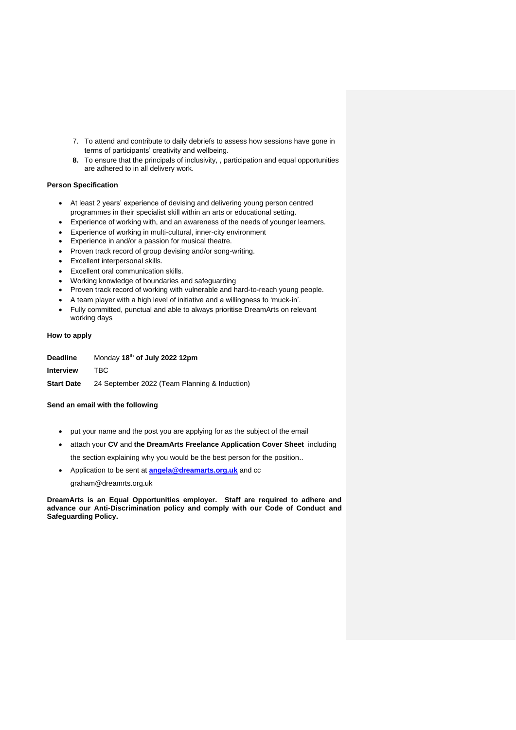7. To attend and contribute to daily debriefs to assess how sessions have gone in terms of participants' creativity and wellbeing.
8. To ensure that the principals of inclusivity, , participation and equal opportunities are adhered to in all delivery work.

**Person Specification**

- At least 2 years' experience of devising and delivering young person centred programmes in their specialist skill within an arts or educational setting.
- Experience of working with, and an awareness of the needs of younger learners.
- Experience of working in multi-cultural, inner-city environment
- Experience in and/or a passion for musical theatre.
- Proven track record of group devising and/or song-writing.
- Excellent interpersonal skills.
- Excellent oral communication skills.
- Working knowledge of boundaries and safeguarding
- Proven track record of working with vulnerable and hard-to-reach young people.
- A team player with a high level of initiative and a willingness to 'muck-in'.
- Fully committed, punctual and able to always prioritise DreamArts on relevant working days

**How to apply**

| | |
|---|---|
| **Deadline** | Monday **18th of July 2022 12pm** |
| **Interview** | TBC |
| **Start Date** | 24 September 2022 (Team Planning & Induction) |

**Send an email with the following**

- put your name and the post you are applying for as the subject of the email
- attach your **CV** and **the DreamArts Freelance Application Cover Sheet** including the section explaining why you would be the best person for the position..
- Application to be sent at **angela@dreamarts.org.uk** and cc graham@dreamrts.org.uk

**DreamArts is an Equal Opportunities employer. Staff are required to adhere and advance our Anti-Discrimination policy and comply with our Code of Conduct and Safeguarding Policy.**